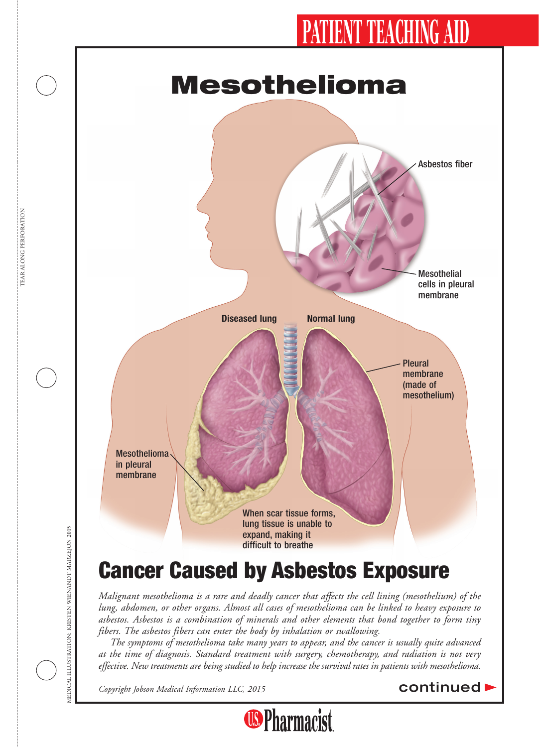PATIENT TEACHING AID

# Mesothelioma

Asbestos fiber

Mesothelial cells in pleural membrane

Diseased lung

Normal lung

Pleural membrane (made of mesothelium)

Mesothelioma in pleural membrane

When scar tissue forms, lung tissue is unable to expand, making it difficult to breathe

## Cancer Caused by Asbestos Exposure

*Malignant mesothelioma is a rare and deadly cancer that affects the cell lining (mesothelium) of the lung, abdomen, or other organs. Almost all cases of mesothelioma can be linked to heavy exposure to asbestos. Asbestos is a combination of minerals and other elements that bond together to form tiny fibers. The asbestos fibers can enter the body by inhalation or swallowing.*

*The symptoms of mesothelioma take many years to appear, and the cancer is usually quite advanced at the time of diagnosis. Standard treatment with surgery, chemotherapy, and radiation is not very effective. New treatments are being studied to help increase the survival rates in patients with mesothelioma.*

*Copyright Jobson Medical Information LLC, 2015*

continued ►

MEDICAL ILLUSTRATION: KRISTEN WIENANDT MARZEJON 2015

U.S. Pharmacist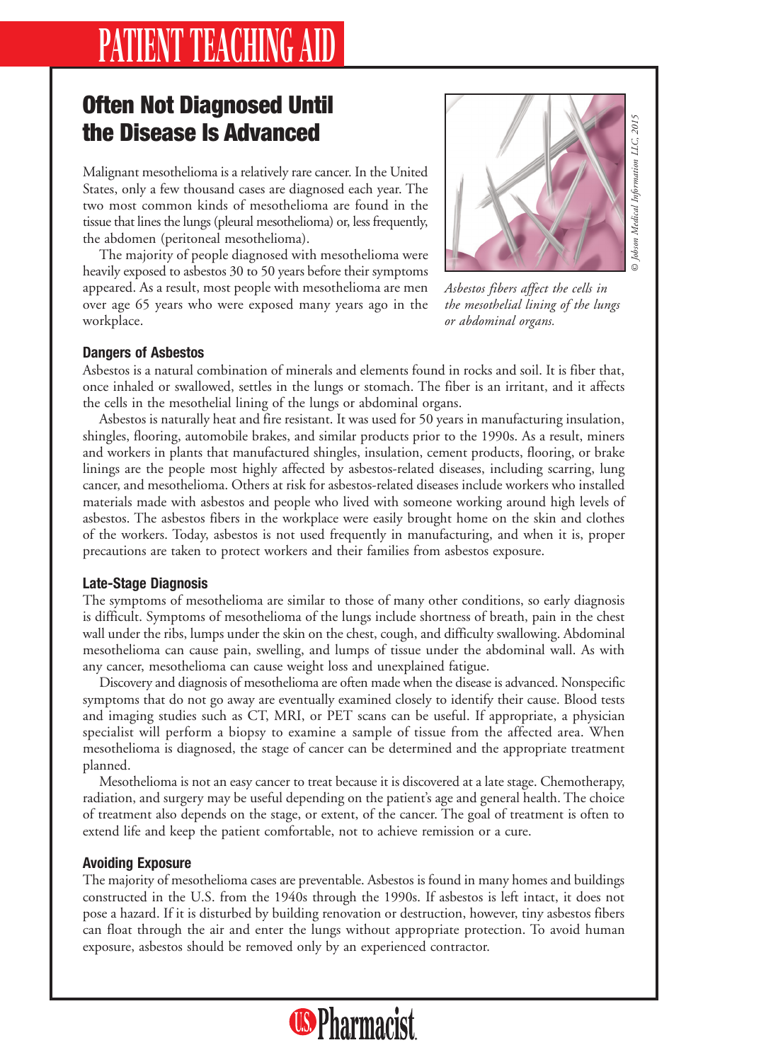# PATIENT TEACHING AID

## Often Not Diagnosed Until the Disease Is Advanced

Malignant mesothelioma is a relatively rare cancer. In the United States, only a few thousand cases are diagnosed each year. The two most common kinds of mesothelioma are found in the tissue that lines the lungs (pleural mesothelioma) or, less frequently, the abdomen (peritoneal mesothelioma).

The majority of people diagnosed with mesothelioma were heavily exposed to asbestos 30 to 50 years before their symptoms appeared. As a result, most people with mesothelioma are men over age 65 years who were exposed many years ago in the workplace.

*Asbestos fibers affect the cells in the mesothelial lining of the lungs or abdominal organs.*

*© Jobson Medical Information LLC, 2015*

### Dangers of Asbestos

Asbestos is a natural combination of minerals and elements found in rocks and soil. It is fiber that, once inhaled or swallowed, settles in the lungs or stomach. The fiber is an irritant, and it affects the cells in the mesothelial lining of the lungs or abdominal organs.

Asbestos is naturally heat and fire resistant. It was used for 50 years in manufacturing insulation, shingles, flooring, automobile brakes, and similar products prior to the 1990s. As a result, miners and workers in plants that manufactured shingles, insulation, cement products, flooring, or brake linings are the people most highly affected by asbestos-related diseases, including scarring, lung cancer, and mesothelioma. Others at risk for asbestos-related diseases include workers who installed materials made with asbestos and people who lived with someone working around high levels of asbestos. The asbestos fibers in the workplace were easily brought home on the skin and clothes of the workers. Today, asbestos is not used frequently in manufacturing, and when it is, proper precautions are taken to protect workers and their families from asbestos exposure.

### Late-Stage Diagnosis

The symptoms of mesothelioma are similar to those of many other conditions, so early diagnosis is difficult. Symptoms of mesothelioma of the lungs include shortness of breath, pain in the chest wall under the ribs, lumps under the skin on the chest, cough, and difficulty swallowing. Abdominal mesothelioma can cause pain, swelling, and lumps of tissue under the abdominal wall. As with any cancer, mesothelioma can cause weight loss and unexplained fatigue.

Discovery and diagnosis of mesothelioma are often made when the disease is advanced. Nonspecific symptoms that do not go away are eventually examined closely to identify their cause. Blood tests and imaging studies such as CT, MRI, or PET scans can be useful. If appropriate, a physician specialist will perform a biopsy to examine a sample of tissue from the affected area. When mesothelioma is diagnosed, the stage of cancer can be determined and the appropriate treatment planned.

Mesothelioma is not an easy cancer to treat because it is discovered at a late stage. Chemotherapy, radiation, and surgery may be useful depending on the patient's age and general health. The choice of treatment also depends on the stage, or extent, of the cancer. The goal of treatment is often to extend life and keep the patient comfortable, not to achieve remission or a cure.

### Avoiding Exposure

The majority of mesothelioma cases are preventable. Asbestos is found in many homes and buildings constructed in the U.S. from the 1940s through the 1990s. If asbestos is left intact, it does not pose a hazard. If it is disturbed by building renovation or destruction, however, tiny asbestos fibers can float through the air and enter the lungs without appropriate protection. To avoid human exposure, asbestos should be removed only by an experienced contractor.

U.S. Pharmacist